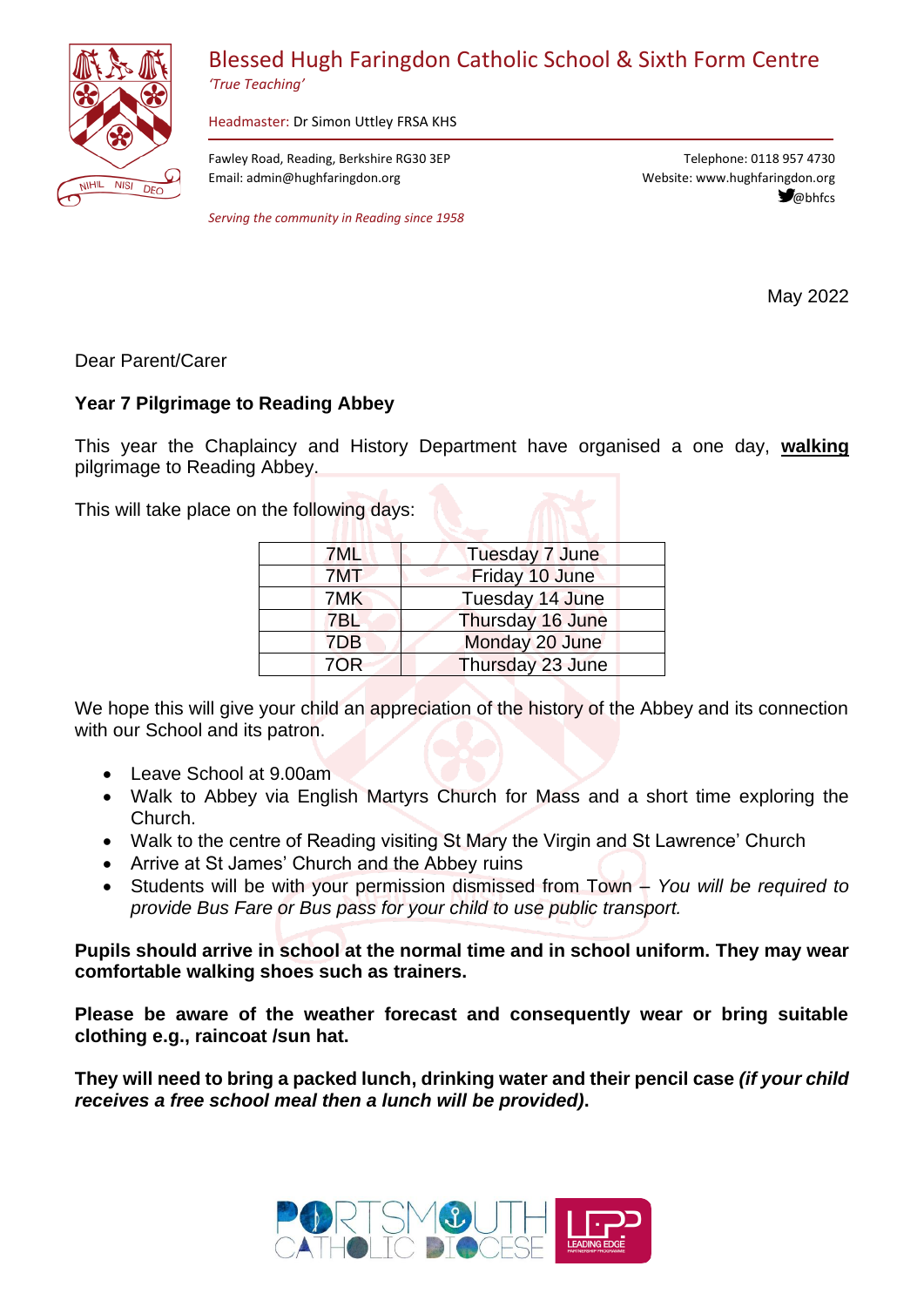# Blessed Hugh Faringdon Catholic School & Sixth Form Centre

*'True Teaching'*

Headmaster: Dr Simon Uttley FRSA KHS

Fawley Road, Reading, Berkshire RG30 3EP
Email: admin@hughfaringdon.org

Telephone: 0118 957 4730
Website: www.hughfaringdon.org
@bhfcs

*Serving the community in Reading since 1958*

May 2022

Dear Parent/Carer

**Year 7 Pilgrimage to Reading Abbey**

This year the Chaplaincy and History Department have organised a one day, **walking** pilgrimage to Reading Abbey.

This will take place on the following days:

| | |
|---|---|
| 7ML | Tuesday 7 June |
| 7MT | Friday 10 June |
| 7MK | Tuesday 14 June |
| 7BL | Thursday 16 June |
| 7DB | Monday 20 June |
| 7OR | Thursday 23 June |

We hope this will give your child an appreciation of the history of the Abbey and its connection with our School and its patron.

- Leave School at 9.00am
- Walk to Abbey via English Martyrs Church for Mass and a short time exploring the Church.
- Walk to the centre of Reading visiting St Mary the Virgin and St Lawrence' Church
- Arrive at St James' Church and the Abbey ruins
- Students will be with your permission dismissed from Town – *You will be required to provide Bus Fare or Bus pass for your child to use public transport.*

**Pupils should arrive in school at the normal time and in school uniform. They may wear comfortable walking shoes such as trainers.**

**Please be aware of the weather forecast and consequently wear or bring suitable clothing e.g., raincoat /sun hat.**

**They will need to bring a packed lunch, drinking water and their pencil case *(if your child receives a free school meal then a lunch will be provided)*.**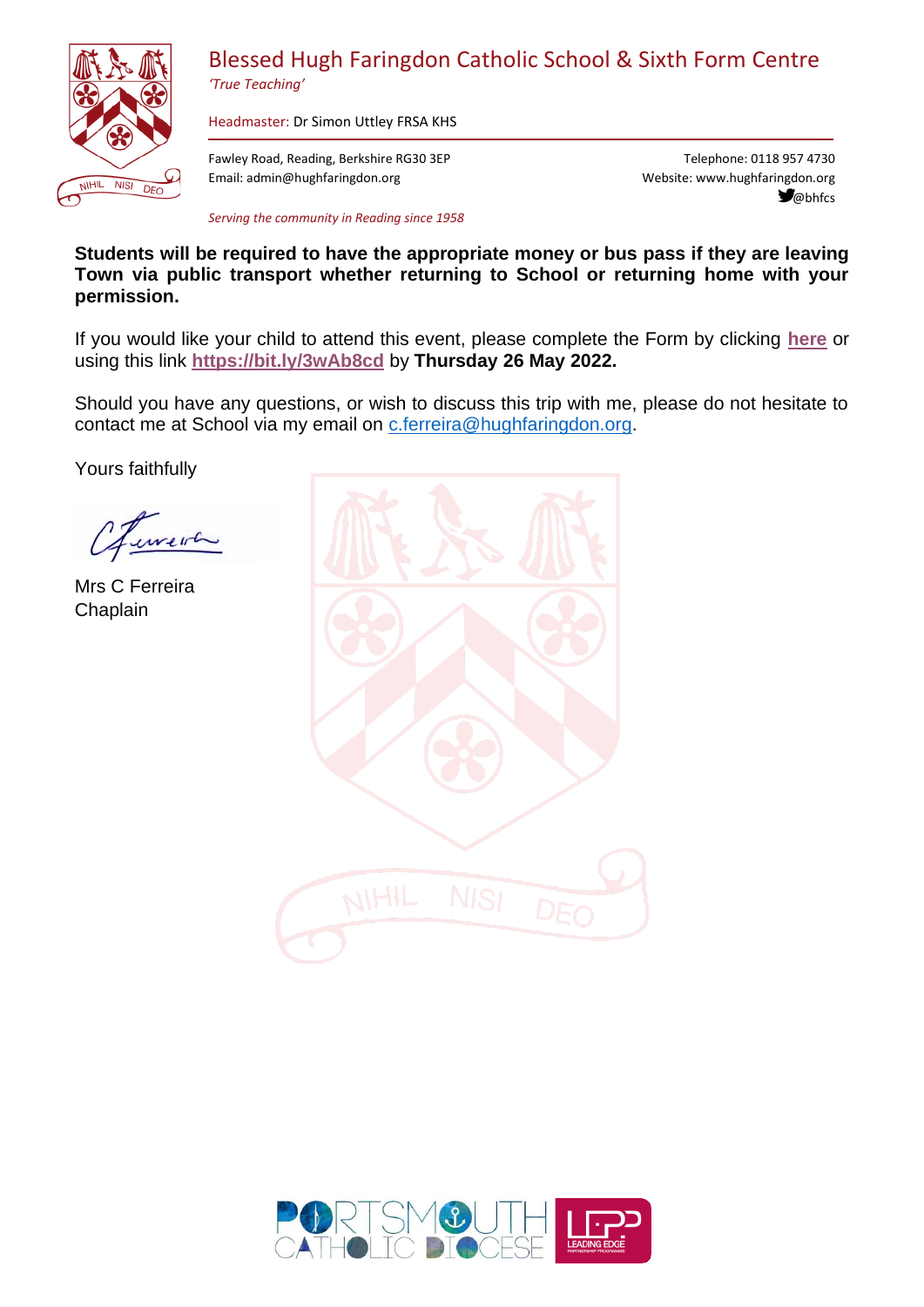# Blessed Hugh Faringdon Catholic School & Sixth Form Centre

*'True Teaching'*

Headmaster: Dr Simon Uttley FRSA KHS

Fawley Road, Reading, Berkshire RG30 3EP
Email: admin@hughfaringdon.org

Telephone: 0118 957 4730
Website: www.hughfaringdon.org
@bhfcs

*Serving the community in Reading since 1958*

**Students will be required to have the appropriate money or bus pass if they are leaving Town via public transport whether returning to School or returning home with your permission.**

If you would like your child to attend this event, please complete the Form by clicking **here** or using this link **https://bit.ly/3wAb8cd** by **Thursday 26 May 2022.**

Should you have any questions, or wish to discuss this trip with me, please do not hesitate to contact me at School via my email on c.ferreira@hughfaringdon.org.

Yours faithfully

Mrs C Ferreira
Chaplain